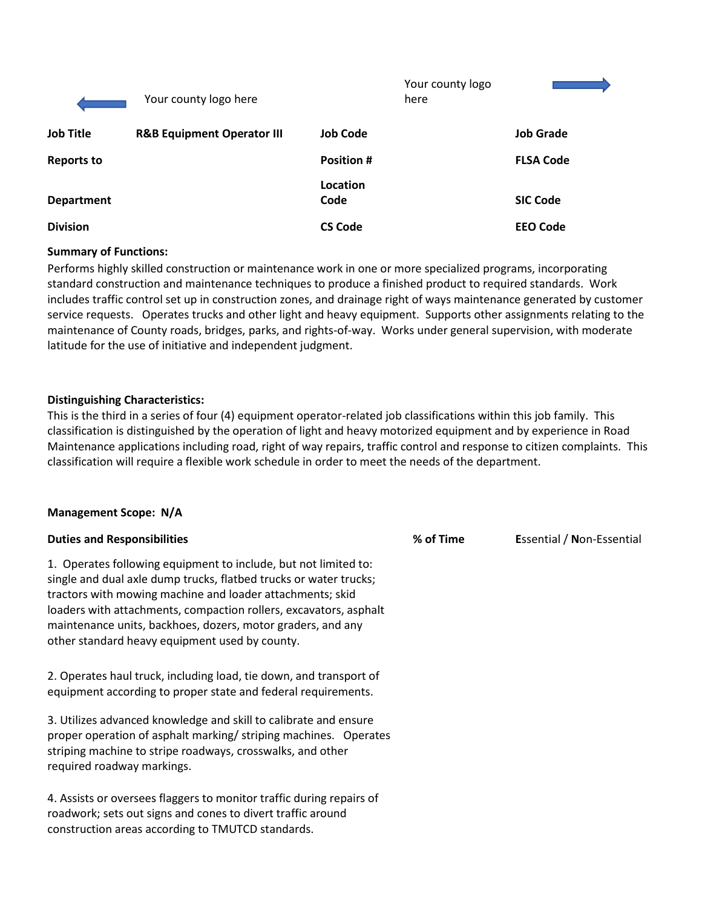Your county logo here

Your county logo here

| Job Title | R&B Equipment Operator III | Job Code | | Job Grade | |
|---|---|---|---|---|---|
| Reports to | | Position # | | FLSA Code | |
| Department | | Location Code | | SIC Code | |
| Division | | CS Code | | EEO Code | |

**Summary of Functions:**
Performs highly skilled construction or maintenance work in one or more specialized programs, incorporating standard construction and maintenance techniques to produce a finished product to required standards. Work includes traffic control set up in construction zones, and drainage right of ways maintenance generated by customer service requests. Operates trucks and other light and heavy equipment. Supports other assignments relating to the maintenance of County roads, bridges, parks, and rights-of-way. Works under general supervision, with moderate latitude for the use of initiative and independent judgment.

**Distinguishing Characteristics:**
This is the third in a series of four (4) equipment operator-related job classifications within this job family. This classification is distinguished by the operation of light and heavy motorized equipment and by experience in Road Maintenance applications including road, right of way repairs, traffic control and response to citizen complaints. This classification will require a flexible work schedule in order to meet the needs of the department.

**Management Scope: N/A**

| Duties and Responsibilities | % of Time | **E**ssential / **N**on-Essential |
|---|---|---|
| 1. Operates following equipment to include, but not limited to: single and dual axle dump trucks, flatbed trucks or water trucks; tractors with mowing machine and loader attachments; skid loaders with attachments, compaction rollers, excavators, asphalt maintenance units, backhoes, dozers, motor graders, and any other standard heavy equipment used by county. | | |
| 2. Operates haul truck, including load, tie down, and transport of equipment according to proper state and federal requirements. | | |
| 3. Utilizes advanced knowledge and skill to calibrate and ensure proper operation of asphalt marking/ striping machines. Operates striping machine to stripe roadways, crosswalks, and other required roadway markings. | | |
| 4. Assists or oversees flaggers to monitor traffic during repairs of roadwork; sets out signs and cones to divert traffic around construction areas according to TMUTCD standards. | | |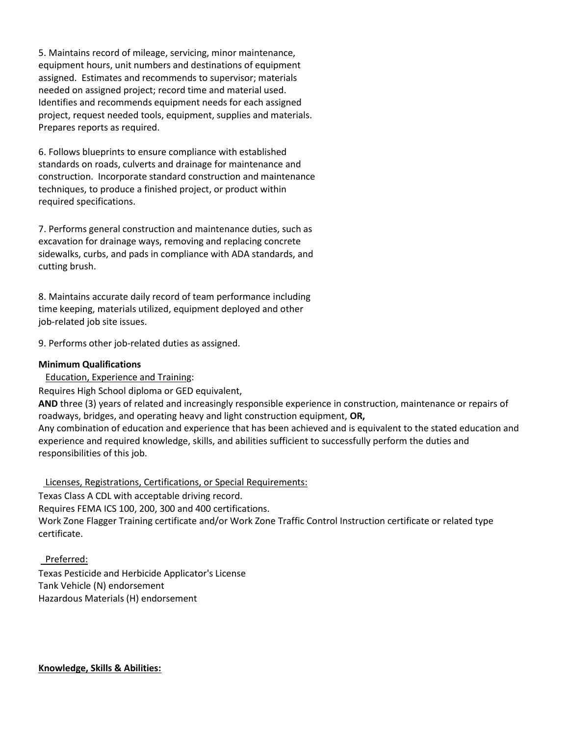5. Maintains record of mileage, servicing, minor maintenance, equipment hours, unit numbers and destinations of equipment assigned. Estimates and recommends to supervisor; materials needed on assigned project; record time and material used. Identifies and recommends equipment needs for each assigned project, request needed tools, equipment, supplies and materials. Prepares reports as required.

6. Follows blueprints to ensure compliance with established standards on roads, culverts and drainage for maintenance and construction. Incorporate standard construction and maintenance techniques, to produce a finished project, or product within required specifications.

7. Performs general construction and maintenance duties, such as excavation for drainage ways, removing and replacing concrete sidewalks, curbs, and pads in compliance with ADA standards, and cutting brush.

8. Maintains accurate daily record of team performance including time keeping, materials utilized, equipment deployed and other job-related job site issues.

9. Performs other job-related duties as assigned.

**Minimum Qualifications**

<u>Education, Experience and Training</u>:

Requires High School diploma or GED equivalent,

**AND** three (3) years of related and increasingly responsible experience in construction, maintenance or repairs of roadways, bridges, and operating heavy and light construction equipment, **OR,**

Any combination of education and experience that has been achieved and is equivalent to the stated education and experience and required knowledge, skills, and abilities sufficient to successfully perform the duties and responsibilities of this job.

<u>Licenses, Registrations, Certifications, or Special Requirements:</u>

Texas Class A CDL with acceptable driving record.

Requires FEMA ICS 100, 200, 300 and 400 certifications.

Work Zone Flagger Training certificate and/or Work Zone Traffic Control Instruction certificate or related type certificate.

<u>Preferred:</u>

Texas Pesticide and Herbicide Applicator's License

Tank Vehicle (N) endorsement

Hazardous Materials (H) endorsement

<u>**Knowledge, Skills & Abilities:**</u>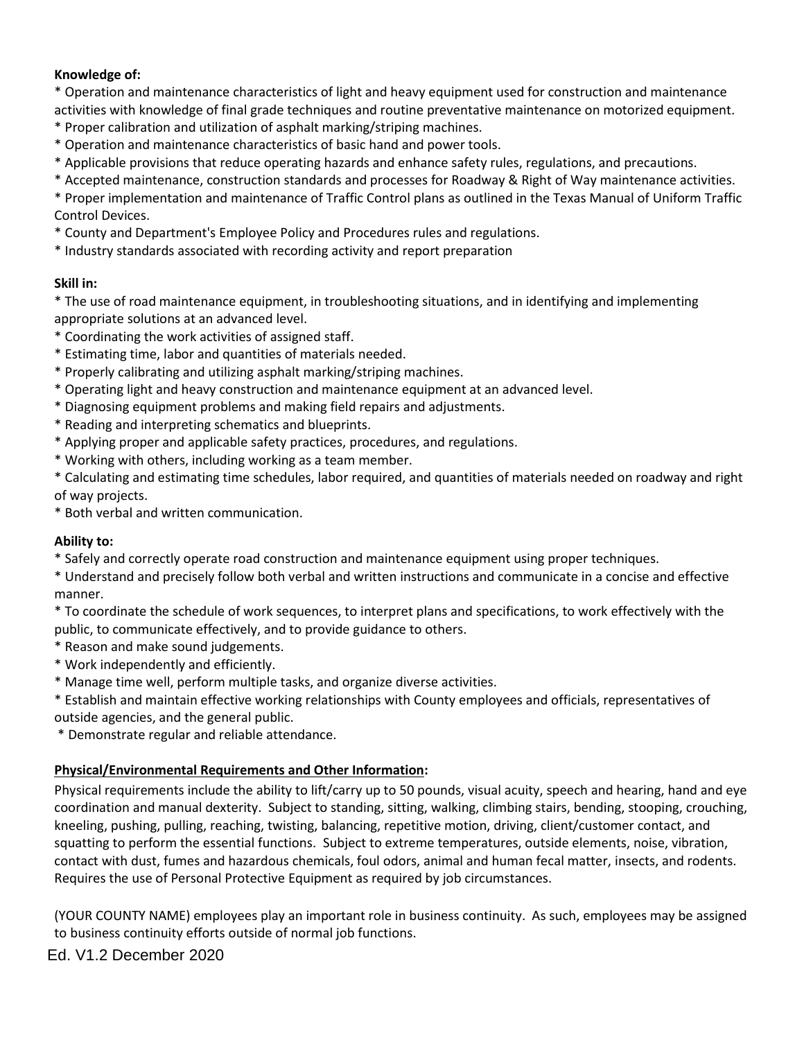**Knowledge of:**

* Operation and maintenance characteristics of light and heavy equipment used for construction and maintenance activities with knowledge of final grade techniques and routine preventative maintenance on motorized equipment.
* Proper calibration and utilization of asphalt marking/striping machines.
* Operation and maintenance characteristics of basic hand and power tools.
* Applicable provisions that reduce operating hazards and enhance safety rules, regulations, and precautions.
* Accepted maintenance, construction standards and processes for Roadway & Right of Way maintenance activities.
* Proper implementation and maintenance of Traffic Control plans as outlined in the Texas Manual of Uniform Traffic Control Devices.
* County and Department's Employee Policy and Procedures rules and regulations.
* Industry standards associated with recording activity and report preparation

**Skill in:**

* The use of road maintenance equipment, in troubleshooting situations, and in identifying and implementing appropriate solutions at an advanced level.
* Coordinating the work activities of assigned staff.
* Estimating time, labor and quantities of materials needed.
* Properly calibrating and utilizing asphalt marking/striping machines.
* Operating light and heavy construction and maintenance equipment at an advanced level.
* Diagnosing equipment problems and making field repairs and adjustments.
* Reading and interpreting schematics and blueprints.
* Applying proper and applicable safety practices, procedures, and regulations.
* Working with others, including working as a team member.
* Calculating and estimating time schedules, labor required, and quantities of materials needed on roadway and right of way projects.
* Both verbal and written communication.

**Ability to:**

* Safely and correctly operate road construction and maintenance equipment using proper techniques.
* Understand and precisely follow both verbal and written instructions and communicate in a concise and effective manner.
* To coordinate the schedule of work sequences, to interpret plans and specifications, to work effectively with the public, to communicate effectively, and to provide guidance to others.
* Reason and make sound judgements.
* Work independently and efficiently.
* Manage time well, perform multiple tasks, and organize diverse activities.
* Establish and maintain effective working relationships with County employees and officials, representatives of outside agencies, and the general public.
* Demonstrate regular and reliable attendance.

**Physical/Environmental Requirements and Other Information:**

Physical requirements include the ability to lift/carry up to 50 pounds, visual acuity, speech and hearing, hand and eye coordination and manual dexterity. Subject to standing, sitting, walking, climbing stairs, bending, stooping, crouching, kneeling, pushing, pulling, reaching, twisting, balancing, repetitive motion, driving, client/customer contact, and squatting to perform the essential functions. Subject to extreme temperatures, outside elements, noise, vibration, contact with dust, fumes and hazardous chemicals, foul odors, animal and human fecal matter, insects, and rodents. Requires the use of Personal Protective Equipment as required by job circumstances.

(YOUR COUNTY NAME) employees play an important role in business continuity. As such, employees may be assigned to business continuity efforts outside of normal job functions.

Ed. V1.2 December 2020